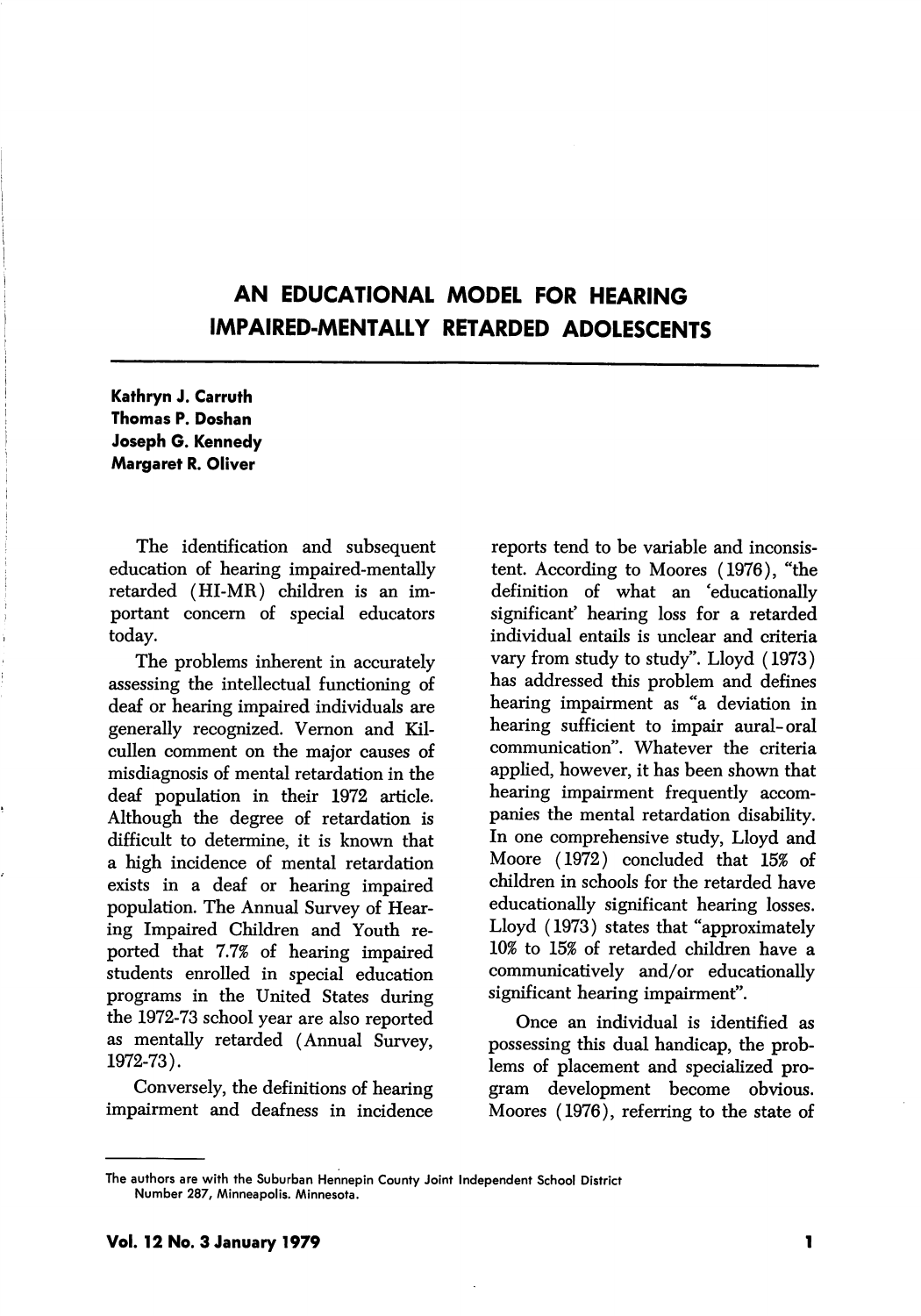# AN EDUCATIONAL MODEL FOR HEARING IMPAIRED-MENTALLY RETARDED ADOLESCENTS

**Kathryn J. Carruth**
**Thomas P. Doshan**
**Joseph G. Kennedy**
**Margaret R. Oliver**

The identification and subsequent education of hearing impaired-mentally retarded (HI-MR) children is an important concern of special educators today.

The problems inherent in accurately assessing the intellectual functioning of deaf or hearing impaired individuals are generally recognized. Vernon and Kilcullen comment on the major causes of misdiagnosis of mental retardation in the deaf population in their 1972 article. Although the degree of retardation is difficult to determine, it is known that a high incidence of mental retardation exists in a deaf or hearing impaired population. The Annual Survey of Hearing Impaired Children and Youth reported that 7.7% of hearing impaired students enrolled in special education programs in the United States during the 1972-73 school year are also reported as mentally retarded (Annual Survey, 1972-73).

Conversely, the definitions of hearing impairment and deafness in incidence reports tend to be variable and inconsistent. According to Moores (1976), "the definition of what an 'educationally significant' hearing loss for a retarded individual entails is unclear and criteria vary from study to study". Lloyd (1973) has addressed this problem and defines hearing impairment as "a deviation in hearing sufficient to impair aural-oral communication". Whatever the criteria applied, however, it has been shown that hearing impairment frequently accompanies the mental retardation disability. In one comprehensive study, Lloyd and Moore (1972) concluded that 15% of children in schools for the retarded have educationally significant hearing losses. Lloyd (1973) states that "approximately 10% to 15% of retarded children have a communicatively and/or educationally significant hearing impairment".

Once an individual is identified as possessing this dual handicap, the problems of placement and specialized program development become obvious. Moores (1976), referring to the state of

---

The authors are with the Suburban Hennepin County Joint Independent School District Number 287, Minneapolis, Minnesota.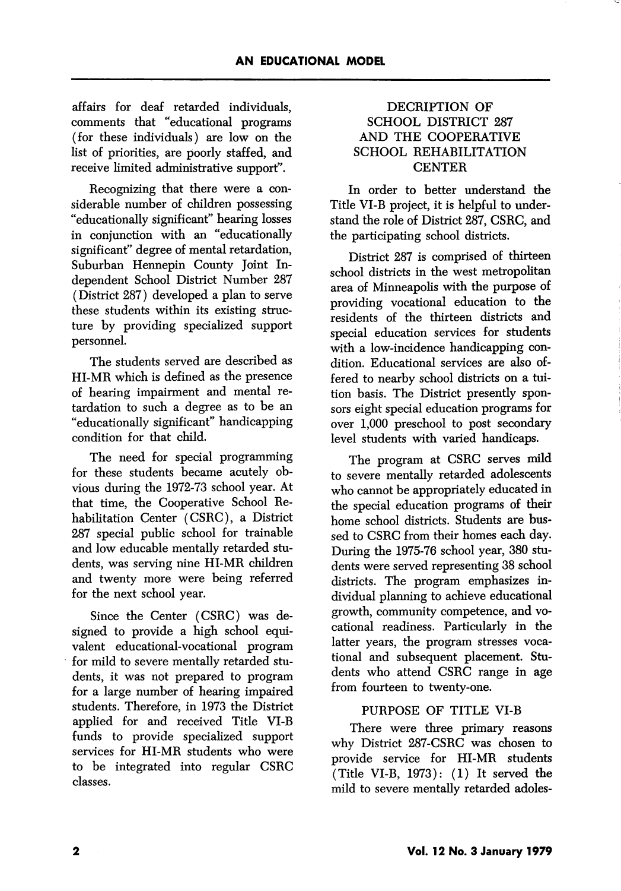affairs for deaf retarded individuals, comments that "educational programs (for these individuals) are low on the list of priorities, are poorly staffed, and receive limited administrative support".

Recognizing that there were a considerable number of children possessing "educationally significant" hearing losses in conjunction with an "educationally significant" degree of mental retardation, Suburban Hennepin County Joint Independent School District Number 287 (District 287) developed a plan to serve these students within its existing structure by providing specialized support personnel.

The students served are described as HI-MR which is defined as the presence of hearing impairment and mental retardation to such a degree as to be an "educationally significant" handicapping condition for that child.

The need for special programming for these students became acutely obvious during the 1972-73 school year. At that time, the Cooperative School Rehabilitation Center (CSRC), a District 287 special public school for trainable and low educable mentally retarded students, was serving nine HI-MR children and twenty more were being referred for the next school year.

Since the Center (CSRC) was designed to provide a high school equivalent educational-vocational program for mild to severe mentally retarded students, it was not prepared to program for a large number of hearing impaired students. Therefore, in 1973 the District applied for and received Title VI-B funds to provide specialized support services for HI-MR students who were to be integrated into regular CSRC classes.

## DECRIPTION OF SCHOOL DISTRICT 287 AND THE COOPERATIVE SCHOOL REHABILITATION CENTER

In order to better understand the Title VI-B project, it is helpful to understand the role of District 287, CSRC, and the participating school districts.

District 287 is comprised of thirteen school districts in the west metropolitan area of Minneapolis with the purpose of providing vocational education to the residents of the thirteen districts and special education services for students with a low-incidence handicapping condition. Educational services are also offered to nearby school districts on a tuition basis. The District presently sponsors eight special education programs for over 1,000 preschool to post secondary level students with varied handicaps.

The program at CSRC serves mild to severe mentally retarded adolescents who cannot be appropriately educated in the special education programs of their home school districts. Students are bussed to CSRC from their homes each day. During the 1975-76 school year, 380 students were served representing 38 school districts. The program emphasizes individual planning to achieve educational growth, community competence, and vocational readiness. Particularly in the latter years, the program stresses vocational and subsequent placement. Students who attend CSRC range in age from fourteen to twenty-one.

## PURPOSE OF TITLE VI-B

There were three primary reasons why District 287-CSRC was chosen to provide service for HI-MR students (Title VI-B, 1973): (1) It served the mild to severe mentally retarded adoles-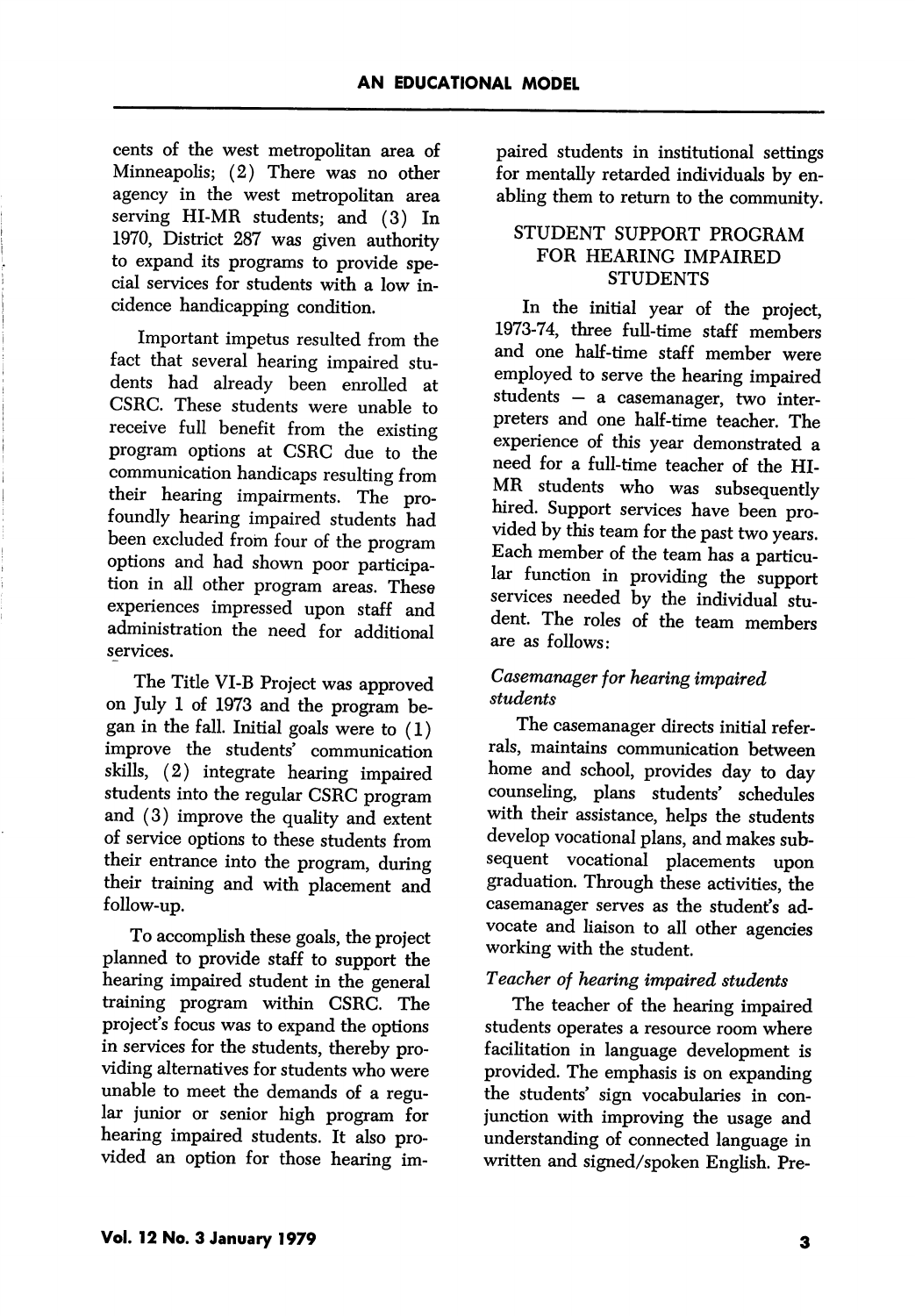cents of the west metropolitan area of Minneapolis; (2) There was no other agency in the west metropolitan area serving HI-MR students; and (3) In 1970, District 287 was given authority to expand its programs to provide special services for students with a low incidence handicapping condition.

Important impetus resulted from the fact that several hearing impaired students had already been enrolled at CSRC. These students were unable to receive full benefit from the existing program options at CSRC due to the communication handicaps resulting from their hearing impairments. The profoundly hearing impaired students had been excluded from four of the program options and had shown poor participation in all other program areas. These experiences impressed upon staff and administration the need for additional services.

The Title VI-B Project was approved on July 1 of 1973 and the program began in the fall. Initial goals were to (1) improve the students' communication skills, (2) integrate hearing impaired students into the regular CSRC program and (3) improve the quality and extent of service options to these students from their entrance into the program, during their training and with placement and follow-up.

To accomplish these goals, the project planned to provide staff to support the hearing impaired student in the general training program within CSRC. The project's focus was to expand the options in services for the students, thereby providing alternatives for students who were unable to meet the demands of a regular junior or senior high program for hearing impaired students. It also provided an option for those hearing impaired students in institutional settings for mentally retarded individuals by enabling them to return to the community.

## STUDENT SUPPORT PROGRAM FOR HEARING IMPAIRED STUDENTS

In the initial year of the project, 1973-74, three full-time staff members and one half-time staff member were employed to serve the hearing impaired students – a casemanager, two interpreters and one half-time teacher. The experience of this year demonstrated a need for a full-time teacher of the HI-MR students who was subsequently hired. Support services have been provided by this team for the past two years. Each member of the team has a particular function in providing the support services needed by the individual student. The roles of the team members are as follows:

### *Casemanager for hearing impaired students*

The casemanager directs initial referrals, maintains communication between home and school, provides day to day counseling, plans students' schedules with their assistance, helps the students develop vocational plans, and makes subsequent vocational placements upon graduation. Through these activities, the casemanager serves as the student's advocate and liaison to all other agencies working with the student.

### *Teacher of hearing impaired students*

The teacher of the hearing impaired students operates a resource room where facilitation in language development is provided. The emphasis is on expanding the students' sign vocabularies in conjunction with improving the usage and understanding of connected language in written and signed/spoken English. Pre-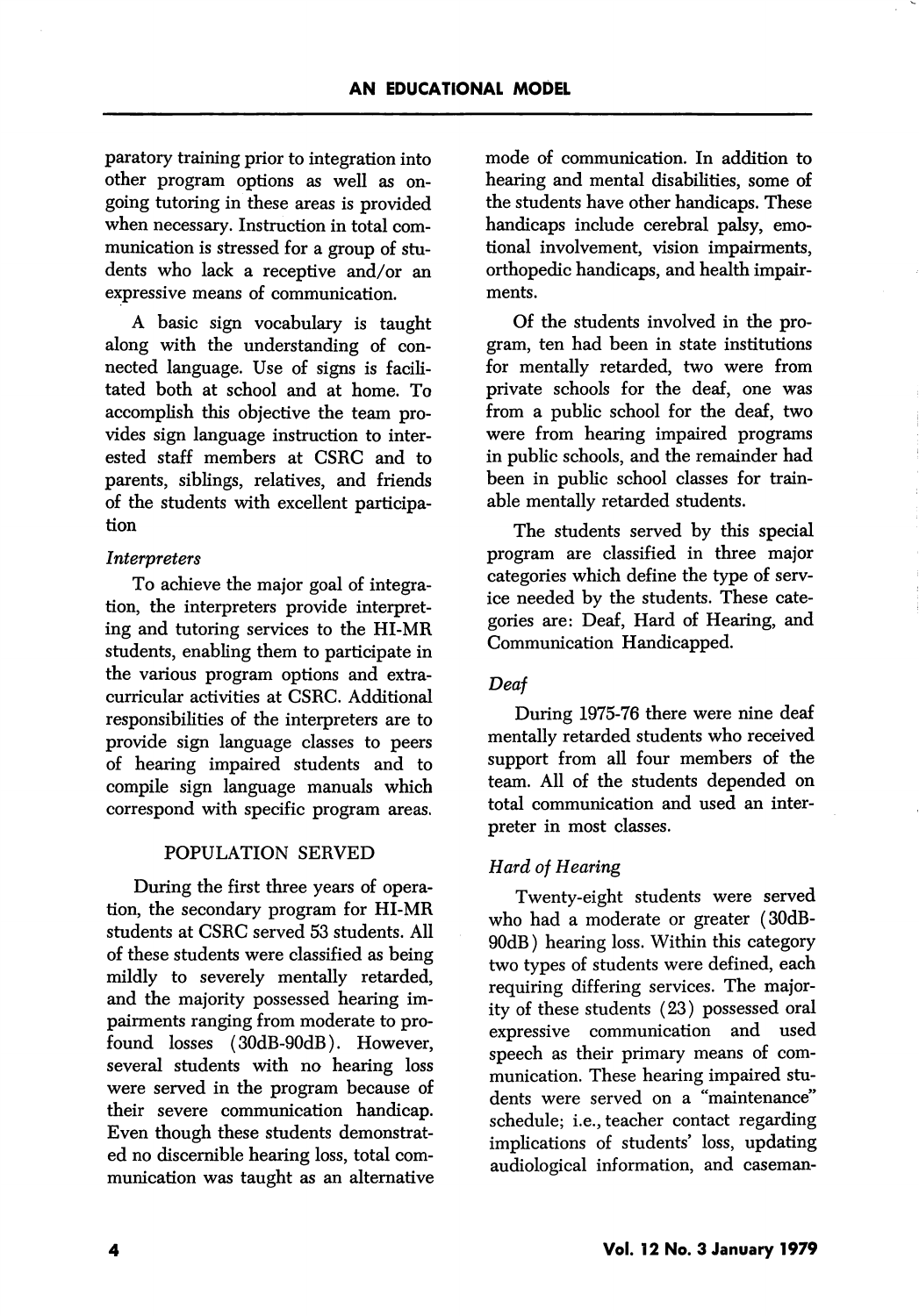paratory training prior to integration into other program options as well as ongoing tutoring in these areas is provided when necessary. Instruction in total communication is stressed for a group of students who lack a receptive and/or an expressive means of communication.

A basic sign vocabulary is taught along with the understanding of connected language. Use of signs is facilitated both at school and at home. To accomplish this objective the team provides sign language instruction to interested staff members at CSRC and to parents, siblings, relatives, and friends of the students with excellent participation

*Interpreters*

To achieve the major goal of integration, the interpreters provide interpreting and tutoring services to the HI-MR students, enabling them to participate in the various program options and extracurricular activities at CSRC. Additional responsibilities of the interpreters are to provide sign language classes to peers of hearing impaired students and to compile sign language manuals which correspond with specific program areas.

## POPULATION SERVED

During the first three years of operation, the secondary program for HI-MR students at CSRC served 53 students. All of these students were classified as being mildly to severely mentally retarded, and the majority possessed hearing impairments ranging from moderate to profound losses (30dB-90dB). However, several students with no hearing loss were served in the program because of their severe communication handicap. Even though these students demonstrated no discernible hearing loss, total communication was taught as an alternative mode of communication. In addition to hearing and mental disabilities, some of the students have other handicaps. These handicaps include cerebral palsy, emotional involvement, vision impairments, orthopedic handicaps, and health impairments.

Of the students involved in the program, ten had been in state institutions for mentally retarded, two were from private schools for the deaf, one was from a public school for the deaf, two were from hearing impaired programs in public schools, and the remainder had been in public school classes for trainable mentally retarded students.

The students served by this special program are classified in three major categories which define the type of service needed by the students. These categories are: Deaf, Hard of Hearing, and Communication Handicapped.

*Deaf*

During 1975-76 there were nine deaf mentally retarded students who received support from all four members of the team. All of the students depended on total communication and used an interpreter in most classes.

*Hard of Hearing*

Twenty-eight students were served who had a moderate or greater (30dB-90dB) hearing loss. Within this category two types of students were defined, each requiring differing services. The majority of these students (23) possessed oral expressive communication and used speech as their primary means of communication. These hearing impaired students were served on a "maintenance" schedule; i.e., teacher contact regarding implications of students' loss, updating audiological information, and caseman-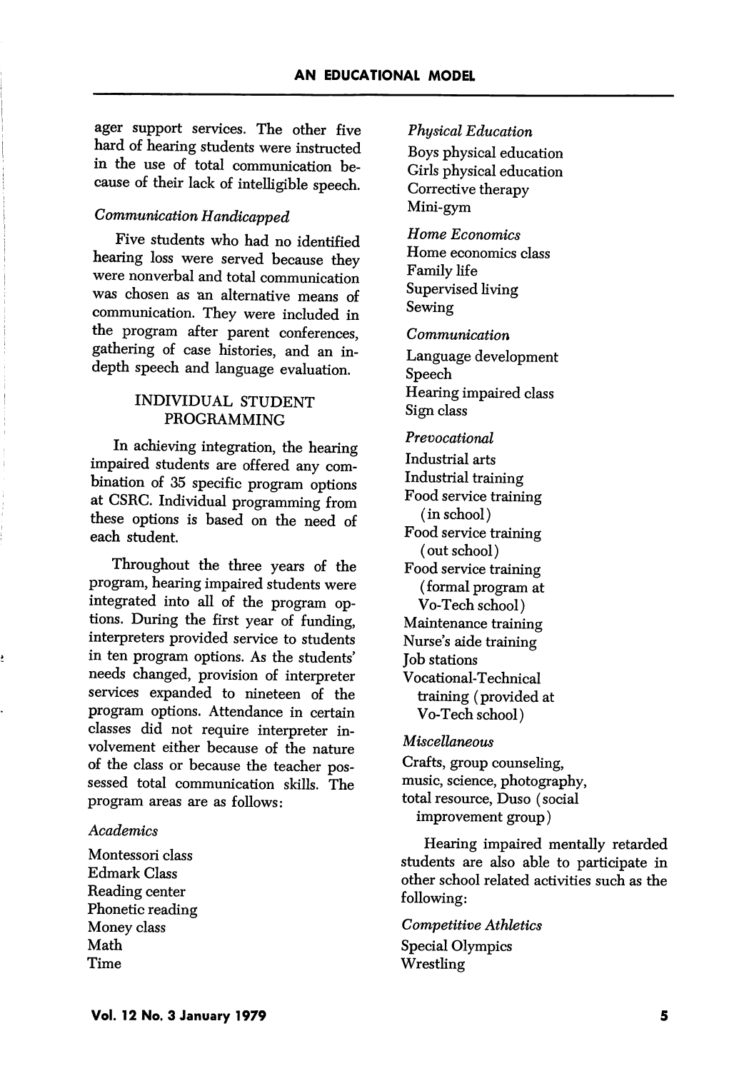ager support services. The other five hard of hearing students were instructed in the use of total communication because of their lack of intelligible speech.

### *Communication Handicapped*

Five students who had no identified hearing loss were served because they were nonverbal and total communication was chosen as an alternative means of communication. They were included in the program after parent conferences, gathering of case histories, and an in-depth speech and language evaluation.

## INDIVIDUAL STUDENT PROGRAMMING

In achieving integration, the hearing impaired students are offered any combination of 35 specific program options at CSRC. Individual programming from these options is based on the need of each student.

Throughout the three years of the program, hearing impaired students were integrated into all of the program options. During the first year of funding, interpreters provided service to students in ten program options. As the students' needs changed, provision of interpreter services expanded to nineteen of the program options. Attendance in certain classes did not require interpreter involvement either because of the nature of the class or because the teacher possessed total communication skills. The program areas are as follows:

*Academics*

Montessori class
Edmark Class
Reading center
Phonetic reading
Money class
Math
Time

*Physical Education*

Boys physical education
Girls physical education
Corrective therapy
Mini-gym

*Home Economics*

Home economics class
Family life
Supervised living
Sewing

*Communication*

Language development
Speech
Hearing impaired class
Sign class

*Prevocational*

Industrial arts
Industrial training
Food service training (in school)
Food service training (out school)
Food service training (formal program at Vo-Tech school)
Maintenance training
Nurse's aide training
Job stations
Vocational-Technical training (provided at Vo-Tech school)

*Miscellaneous*

Crafts, group counseling, music, science, photography, total resource, Duso (social improvement group)

Hearing impaired mentally retarded students are also able to participate in other school related activities such as the following:

*Competitive Athletics*

Special Olympics
Wrestling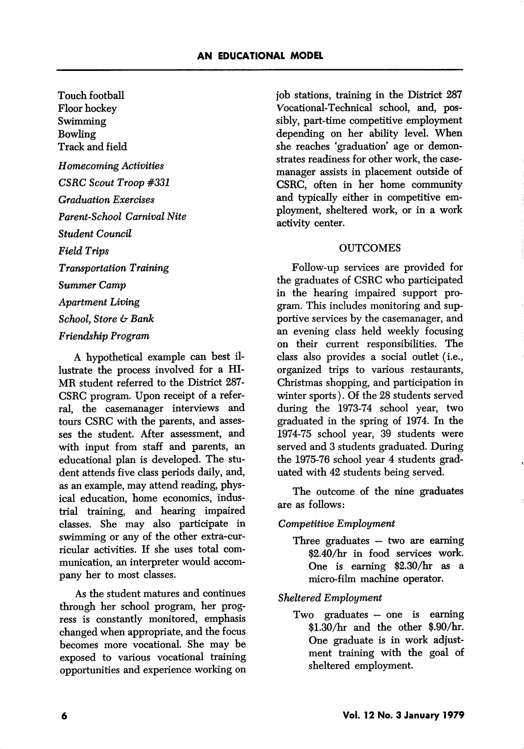Touch football
Floor hockey
Swimming
Bowling
Track and field

*Homecoming Activities*

*CSRC Scout Troop #331*

*Graduation Exercises*

*Parent-School Carnival Nite*

*Student Council*

*Field Trips*

*Transportation Training*

*Summer Camp*

*Apartment Living*

*School, Store & Bank*

*Friendship Program*

A hypothetical example can best illustrate the process involved for a HI-MR student referred to the District 287-CSRC program. Upon receipt of a referral, the casemanager interviews and tours CSRC with the parents, and assesses the student. After assessment, and with input from staff and parents, an educational plan is developed. The student attends five class periods daily, and, as an example, may attend reading, physical education, home economics, industrial training, and hearing impaired classes. She may also participate in swimming or any of the other extra-curricular activities. If she uses total communication, an interpreter would accompany her to most classes.

As the student matures and continues through her school program, her progress is constantly monitored, emphasis changed when appropriate, and the focus becomes more vocational. She may be exposed to various vocational training opportunities and experience working on job stations, training in the District 287 Vocational-Technical school, and, possibly, part-time competitive employment depending on her ability level. When she reaches 'graduation' age or demonstrates readiness for other work, the casemanager assists in placement outside of CSRC, often in her home community and typically either in competitive employment, sheltered work, or in a work activity center.

## OUTCOMES

Follow-up services are provided for the graduates of CSRC who participated in the hearing impaired support program. This includes monitoring and supportive services by the casemanager, and an evening class held weekly focusing on their current responsibilities. The class also provides a social outlet (i.e., organized trips to various restaurants, Christmas shopping, and participation in winter sports). Of the 28 students served during the 1973-74 school year, two graduated in the spring of 1974. In the 1974-75 school year, 39 students were served and 3 students graduated. During the 1975-76 school year 4 students graduated with 42 students being served.

The outcome of the nine graduates are as follows:

*Competitive Employment*

Three graduates – two are earning $2.40/hr in food services work. One is earning $2.30/hr as a micro-film machine operator.

*Sheltered Employment*

Two graduates – one is earning $1.30/hr and the other $.90/hr. One graduate is in work adjustment training with the goal of sheltered employment.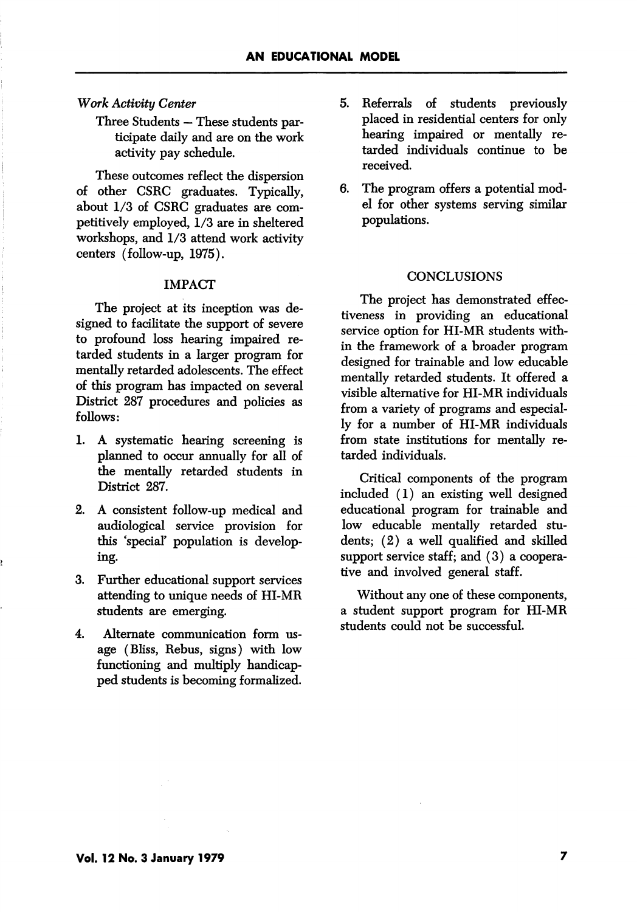*Work Activity Center*

Three Students – These students participate daily and are on the work activity pay schedule.

These outcomes reflect the dispersion of other CSRC graduates. Typically, about 1/3 of CSRC graduates are competitively employed, 1/3 are in sheltered workshops, and 1/3 attend work activity centers (follow-up, 1975).

## IMPACT

The project at its inception was designed to facilitate the support of severe to profound loss hearing impaired retarded students in a larger program for mentally retarded adolescents. The effect of this program has impacted on several District 287 procedures and policies as follows:

1. A systematic hearing screening is planned to occur annually for all of the mentally retarded students in District 287.
2. A consistent follow-up medical and audiological service provision for this 'special' population is developing.
3. Further educational support services attending to unique needs of HI-MR students are emerging.
4. Alternate communication form usage (Bliss, Rebus, signs) with low functioning and multiply handicapped students is becoming formalized.
5. Referrals of students previously placed in residential centers for only hearing impaired or mentally retarded individuals continue to be received.
6. The program offers a potential model for other systems serving similar populations.

## CONCLUSIONS

The project has demonstrated effectiveness in providing an educational service option for HI-MR students within the framework of a broader program designed for trainable and low educable mentally retarded students. It offered a visible alternative for HI-MR individuals from a variety of programs and especially for a number of HI-MR individuals from state institutions for mentally retarded individuals.

Critical components of the program included (1) an existing well designed educational program for trainable and low educable mentally retarded students; (2) a well qualified and skilled support service staff; and (3) a cooperative and involved general staff.

Without any one of these components, a student support program for HI-MR students could not be successful.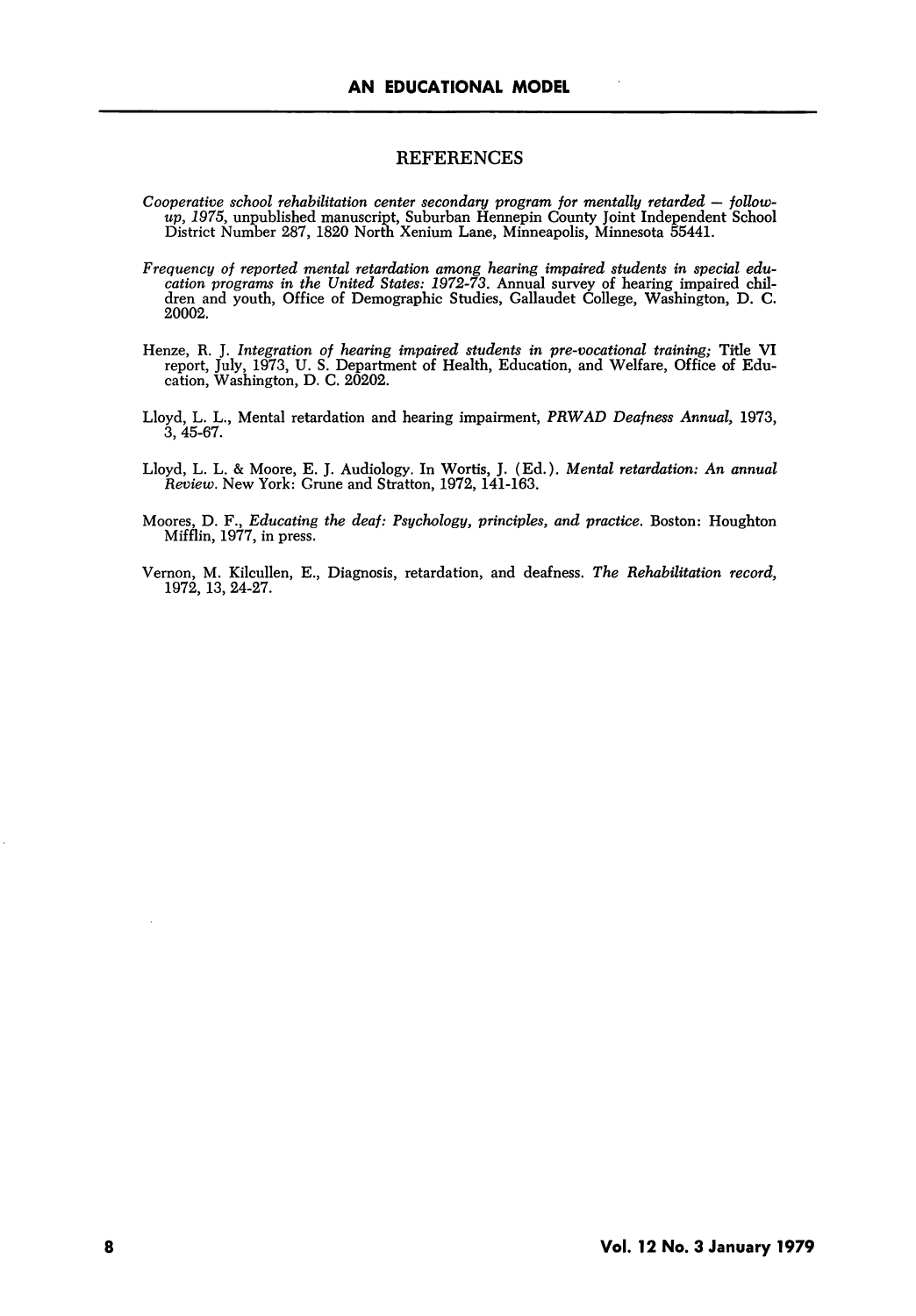## REFERENCES

*Cooperative school rehabilitation center secondary program for mentally retarded — follow-up, 1975*, unpublished manuscript, Suburban Hennepin County Joint Independent School District Number 287, 1820 North Xenium Lane, Minneapolis, Minnesota 55441.

*Frequency of reported mental retardation among hearing impaired students in special education programs in the United States: 1972-73*. Annual survey of hearing impaired children and youth, Office of Demographic Studies, Gallaudet College, Washington, D. C. 20002.

Henze, R. J. *Integration of hearing impaired students in pre-vocational training;* Title VI report, July, 1973, U. S. Department of Health, Education, and Welfare, Office of Education, Washington, D. C. 20202.

Lloyd, L. L., Mental retardation and hearing impairment, *PRWAD Deafness Annual,* 1973, 3, 45-67.

Lloyd, L. L. & Moore, E. J. Audiology. In Wortis, J. (Ed.). *Mental retardation: An annual Review*. New York: Grune and Stratton, 1972, 141-163.

Moores, D. F., *Educating the deaf: Psychology, principles, and practice*. Boston: Houghton Mifflin, 1977, in press.

Vernon, M. Kilcullen, E., Diagnosis, retardation, and deafness. *The Rehabilitation record,* 1972, 13, 24-27.